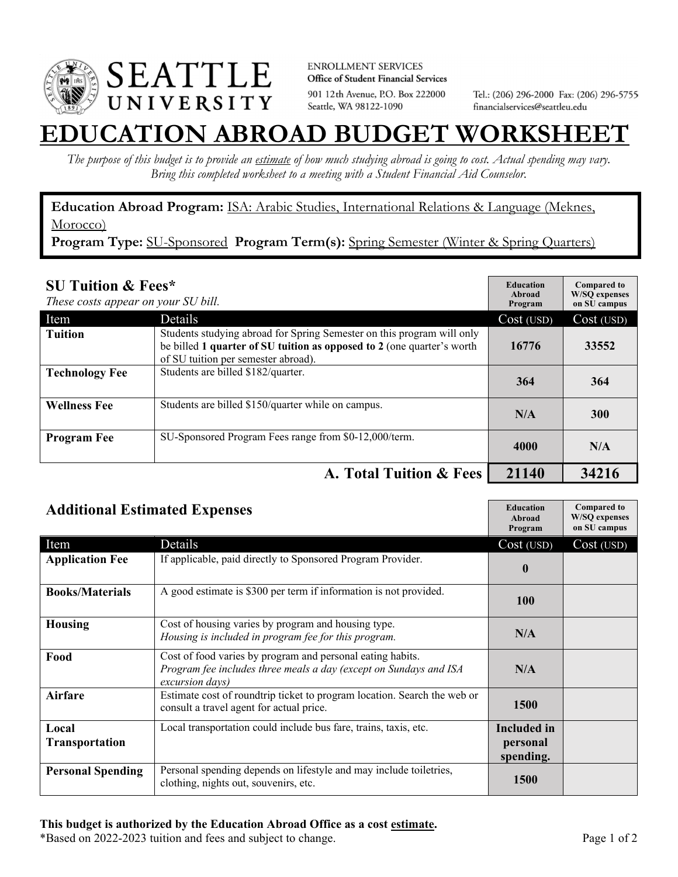ENROLLMENT SERVICES
**Office of Student Financial Services**
901 12th Avenue, P.O. Box 222000
Seattle, WA 98122-1090

Tel.: (206) 296-2000 Fax: (206) 296-5755
financialservices@seattleu.edu

# EDUCATION ABROAD BUDGET WORKSHEET

*The purpose of this budget is to provide an estimate of how much studying abroad is going to cost. Actual spending may vary. Bring this completed worksheet to a meeting with a Student Financial Aid Counselor.*

**Education Abroad Program:** ISA: Arabic Studies, International Relations & Language (Meknes, Morocco)
**Program Type:** SU-Sponsored **Program Term(s):** Spring Semester (Winter & Spring Quarters)

## SU Tuition & Fees*

*These costs appear on your SU bill.*

| Item | Details | Education Abroad Program Cost (USD) | Compared to W/SQ expenses on SU campus Cost (USD) |
|---|---|---|---|
| **Tuition** | Students studying abroad for Spring Semester on this program will only be billed **1 quarter of SU tuition as opposed to 2** (one quarter's worth of SU tuition per semester abroad). | 16776 | 33552 |
| **Technology Fee** | Students are billed $182/quarter. | 364 | 364 |
| **Wellness Fee** | Students are billed $150/quarter while on campus. | N/A | 300 |
| **Program Fee** | SU-Sponsored Program Fees range from $0-12,000/term. | 4000 | N/A |
| | **A. Total Tuition & Fees** | **21140** | **34216** |

## Additional Estimated Expenses

| Item | Details | Education Abroad Program Cost (USD) | Compared to W/SQ expenses on SU campus Cost (USD) |
|---|---|---|---|
| **Application Fee** | If applicable, paid directly to Sponsored Program Provider. | 0 | |
| **Books/Materials** | A good estimate is $300 per term if information is not provided. | 100 | |
| **Housing** | Cost of housing varies by program and housing type. *Housing is included in program fee for this program.* | N/A | |
| **Food** | Cost of food varies by program and personal eating habits. *Program fee includes three meals a day (except on Sundays and ISA excursion days)* | N/A | |
| **Airfare** | Estimate cost of roundtrip ticket to program location. Search the web or consult a travel agent for actual price. | 1500 | |
| **Local Transportation** | Local transportation could include bus fare, trains, taxis, etc. | Included in personal spending. | |
| **Personal Spending** | Personal spending depends on lifestyle and may include toiletries, clothing, nights out, souvenirs, etc. | 1500 | |

**This budget is authorized by the Education Abroad Office as a cost estimate.**
*Based on 2022-2023 tuition and fees and subject to change.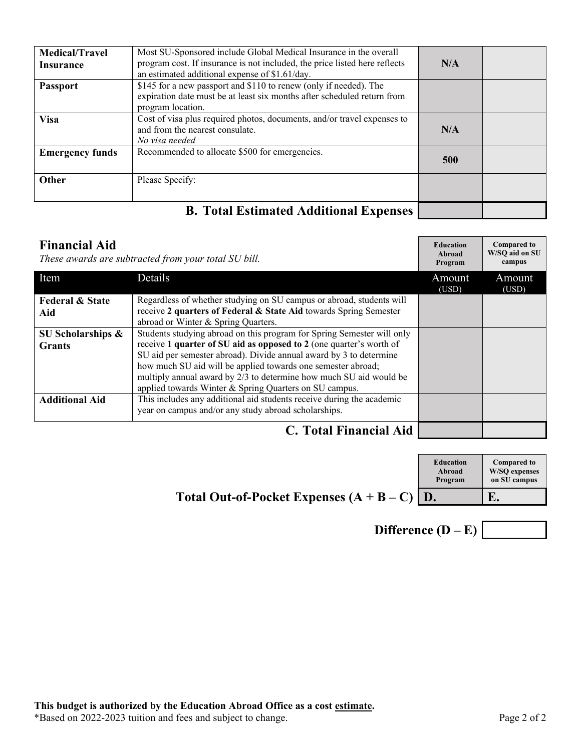| | | | |
|---|---|---|---|
| **Medical/Travel Insurance** | Most SU-Sponsored include Global Medical Insurance in the overall program cost. If insurance is not included, the price listed here reflects an estimated additional expense of $1.61/day. | **N/A** | |
| **Passport** | $145 for a new passport and $110 to renew (only if needed). The expiration date must be at least six months after scheduled return from program location. | | |
| **Visa** | Cost of visa plus required photos, documents, and/or travel expenses to and from the nearest consulate. *No visa needed* | **N/A** | |
| **Emergency funds** | Recommended to allocate $500 for emergencies. | **500** | |
| **Other** | Please Specify: | | |
| | **B. Total Estimated Additional Expenses** | | |

## Financial Aid

*These awards are subtracted from your total SU bill.*

| Item | Details | Education Abroad Program Amount (USD) | Compared to W/SQ aid on SU campus Amount (USD) |
|---|---|---|---|
| **Federal & State Aid** | Regardless of whether studying on SU campus or abroad, students will receive **2 quarters of Federal & State Aid** towards Spring Semester abroad or Winter & Spring Quarters. | | |
| **SU Scholarships & Grants** | Students studying abroad on this program for Spring Semester will only receive **1 quarter of SU aid as opposed to 2** (one quarter's worth of SU aid per semester abroad). Divide annual award by 3 to determine how much SU aid will be applied towards one semester abroad; multiply annual award by 2/3 to determine how much SU aid would be applied towards Winter & Spring Quarters on SU campus. | | |
| **Additional Aid** | This includes any additional aid students receive during the academic year on campus and/or any study abroad scholarships. | | |
| | **C. Total Financial Aid** | | |

| | Education Abroad Program | Compared to W/SQ expenses on SU campus |
|---|---|---|
| **Total Out-of-Pocket Expenses (A + B – C)** | **D.** | **E.** |
| **Difference (D – E)** | | |

**This budget is authorized by the Education Abroad Office as a cost estimate.**

*Based on 2022-2023 tuition and fees and subject to change.